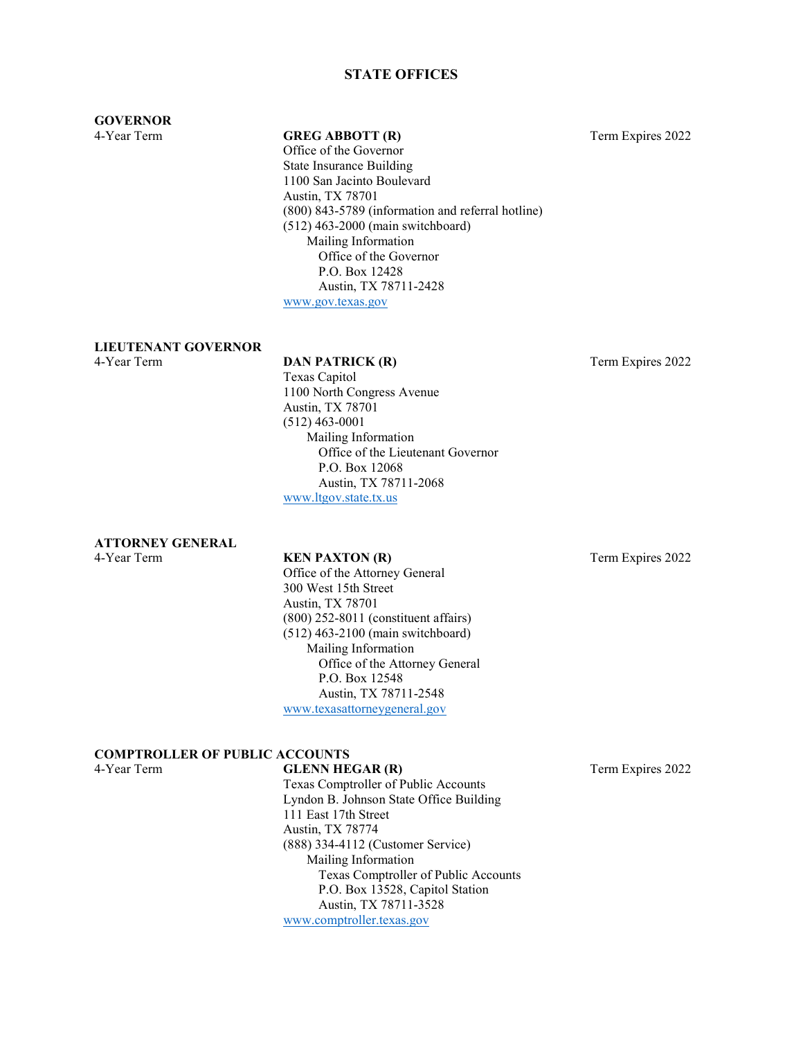# STATE OFFICES

## GOVERNOR

4-Year Term

**GREG ABBOTT (R)**
Office of the Governor
State Insurance Building
1100 San Jacinto Boulevard
Austin, TX 78701
(800) 843-5789 (information and referral hotline)
(512) 463-2000 (main switchboard)

Mailing Information
Office of the Governor
P.O. Box 12428
Austin, TX 78711-2428

www.gov.texas.gov

Term Expires 2022

## LIEUTENANT GOVERNOR

4-Year Term

**DAN PATRICK (R)**
Texas Capitol
1100 North Congress Avenue
Austin, TX 78701
(512) 463-0001

Mailing Information
Office of the Lieutenant Governor
P.O. Box 12068
Austin, TX 78711-2068

www.ltgov.state.tx.us

Term Expires 2022

## ATTORNEY GENERAL

4-Year Term

**KEN PAXTON (R)**
Office of the Attorney General
300 West 15th Street
Austin, TX 78701
(800) 252-8011 (constituent affairs)
(512) 463-2100 (main switchboard)

Mailing Information
Office of the Attorney General
P.O. Box 12548
Austin, TX 78711-2548

www.texasattorneygeneral.gov

Term Expires 2022

## COMPTROLLER OF PUBLIC ACCOUNTS

4-Year Term

**GLENN HEGAR (R)**
Texas Comptroller of Public Accounts
Lyndon B. Johnson State Office Building
111 East 17th Street
Austin, TX 78774
(888) 334-4112 (Customer Service)

Mailing Information
Texas Comptroller of Public Accounts
P.O. Box 13528, Capitol Station
Austin, TX 78711-3528

www.comptroller.texas.gov

Term Expires 2022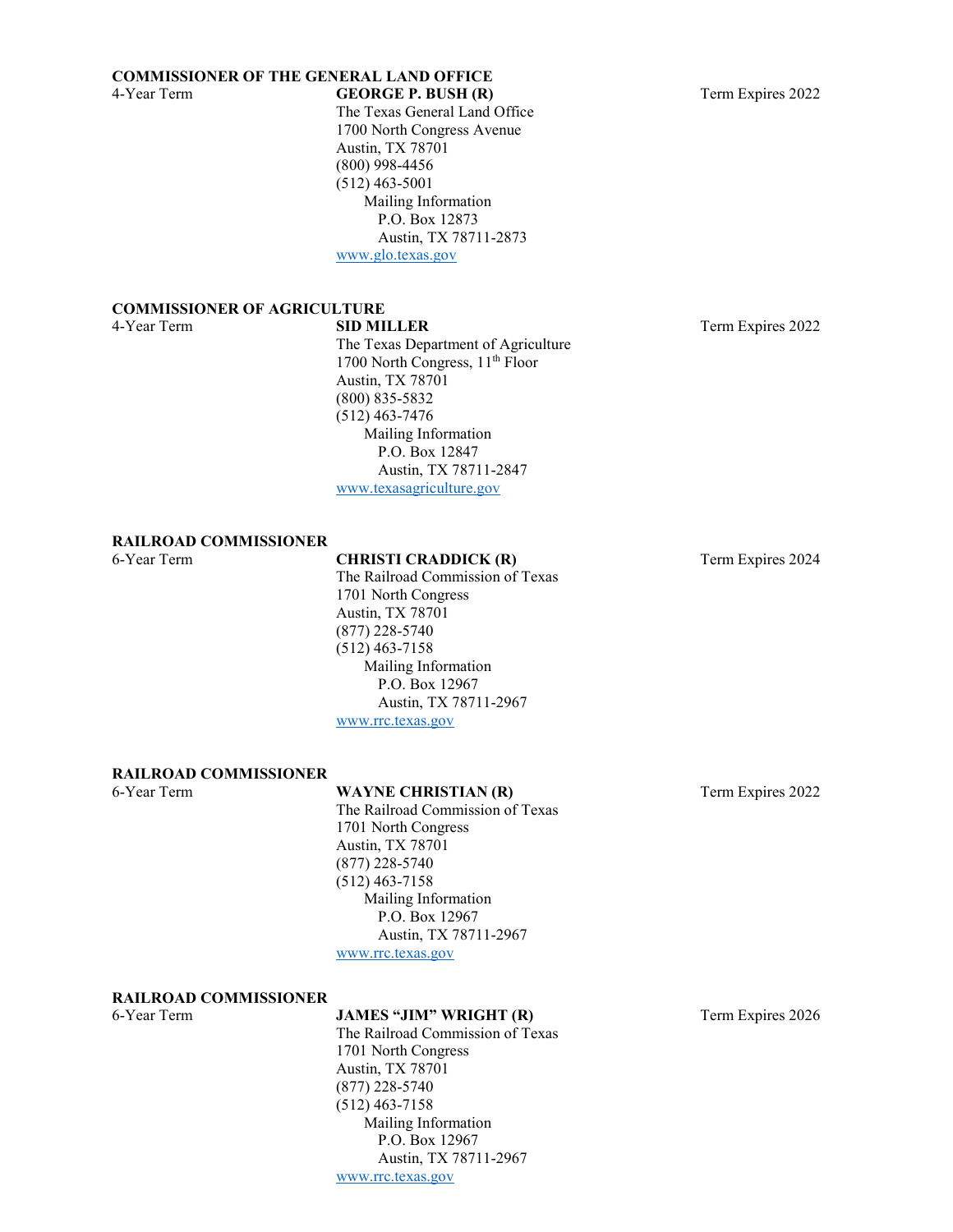**COMMISSIONER OF THE GENERAL LAND OFFICE**

4-Year Term

**GEORGE P. BUSH (R)**
The Texas General Land Office
1700 North Congress Avenue
Austin, TX 78701
(800) 998-4456
(512) 463-5001
Mailing Information
P.O. Box 12873
Austin, TX 78711-2873
www.glo.texas.gov

Term Expires 2022

**COMMISSIONER OF AGRICULTURE**

4-Year Term

**SID MILLER**
The Texas Department of Agriculture
1700 North Congress, 11th Floor
Austin, TX 78701
(800) 835-5832
(512) 463-7476
Mailing Information
P.O. Box 12847
Austin, TX 78711-2847
www.texasagriculture.gov

Term Expires 2022

**RAILROAD COMMISSIONER**

6-Year Term

**CHRISTI CRADDICK (R)**
The Railroad Commission of Texas
1701 North Congress
Austin, TX 78701
(877) 228-5740
(512) 463-7158
Mailing Information
P.O. Box 12967
Austin, TX 78711-2967
www.rrc.texas.gov

Term Expires 2024

**RAILROAD COMMISSIONER**

6-Year Term

**WAYNE CHRISTIAN (R)**
The Railroad Commission of Texas
1701 North Congress
Austin, TX 78701
(877) 228-5740
(512) 463-7158
Mailing Information
P.O. Box 12967
Austin, TX 78711-2967
www.rrc.texas.gov

Term Expires 2022

**RAILROAD COMMISSIONER**

6-Year Term

**JAMES "JIM" WRIGHT (R)**
The Railroad Commission of Texas
1701 North Congress
Austin, TX 78701
(877) 228-5740
(512) 463-7158
Mailing Information
P.O. Box 12967
Austin, TX 78711-2967
www.rrc.texas.gov

Term Expires 2026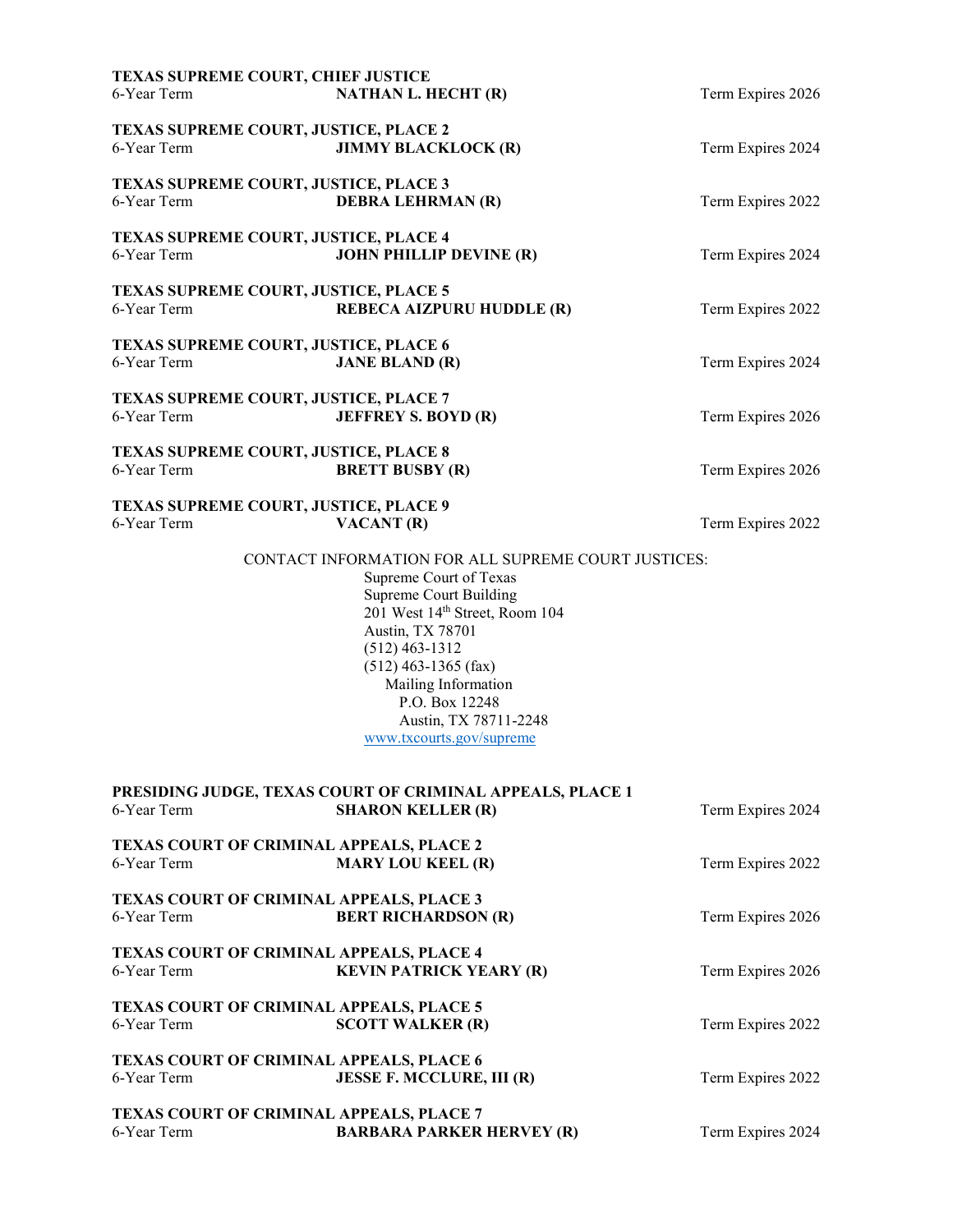**TEXAS SUPREME COURT, CHIEF JUSTICE**
6-Year Term **NATHAN L. HECHT (R)** Term Expires 2026

**TEXAS SUPREME COURT, JUSTICE, PLACE 2**
6-Year Term **JIMMY BLACKLOCK (R)** Term Expires 2024

**TEXAS SUPREME COURT, JUSTICE, PLACE 3**
6-Year Term **DEBRA LEHRMAN (R)** Term Expires 2022

**TEXAS SUPREME COURT, JUSTICE, PLACE 4**
6-Year Term **JOHN PHILLIP DEVINE (R)** Term Expires 2024

**TEXAS SUPREME COURT, JUSTICE, PLACE 5**
6-Year Term **REBECA AIZPURU HUDDLE (R)** Term Expires 2022

**TEXAS SUPREME COURT, JUSTICE, PLACE 6**
6-Year Term **JANE BLAND (R)** Term Expires 2024

**TEXAS SUPREME COURT, JUSTICE, PLACE 7**
6-Year Term **JEFFREY S. BOYD (R)** Term Expires 2026

**TEXAS SUPREME COURT, JUSTICE, PLACE 8**
6-Year Term **BRETT BUSBY (R)** Term Expires 2026

**TEXAS SUPREME COURT, JUSTICE, PLACE 9**
6-Year Term **VACANT (R)** Term Expires 2022

CONTACT INFORMATION FOR ALL SUPREME COURT JUSTICES:
Supreme Court of Texas
Supreme Court Building
201 West 14th Street, Room 104
Austin, TX 78701
(512) 463-1312
(512) 463-1365 (fax)
Mailing Information
P.O. Box 12248
Austin, TX 78711-2248
www.txcourts.gov/supreme

**PRESIDING JUDGE, TEXAS COURT OF CRIMINAL APPEALS, PLACE 1**
6-Year Term **SHARON KELLER (R)** Term Expires 2024

**TEXAS COURT OF CRIMINAL APPEALS, PLACE 2**
6-Year Term **MARY LOU KEEL (R)** Term Expires 2022

**TEXAS COURT OF CRIMINAL APPEALS, PLACE 3**
6-Year Term **BERT RICHARDSON (R)** Term Expires 2026

**TEXAS COURT OF CRIMINAL APPEALS, PLACE 4**
6-Year Term **KEVIN PATRICK YEARY (R)** Term Expires 2026

**TEXAS COURT OF CRIMINAL APPEALS, PLACE 5**
6-Year Term **SCOTT WALKER (R)** Term Expires 2022

**TEXAS COURT OF CRIMINAL APPEALS, PLACE 6**
6-Year Term **JESSE F. MCCLURE, III (R)** Term Expires 2022

**TEXAS COURT OF CRIMINAL APPEALS, PLACE 7**
6-Year Term **BARBARA PARKER HERVEY (R)** Term Expires 2024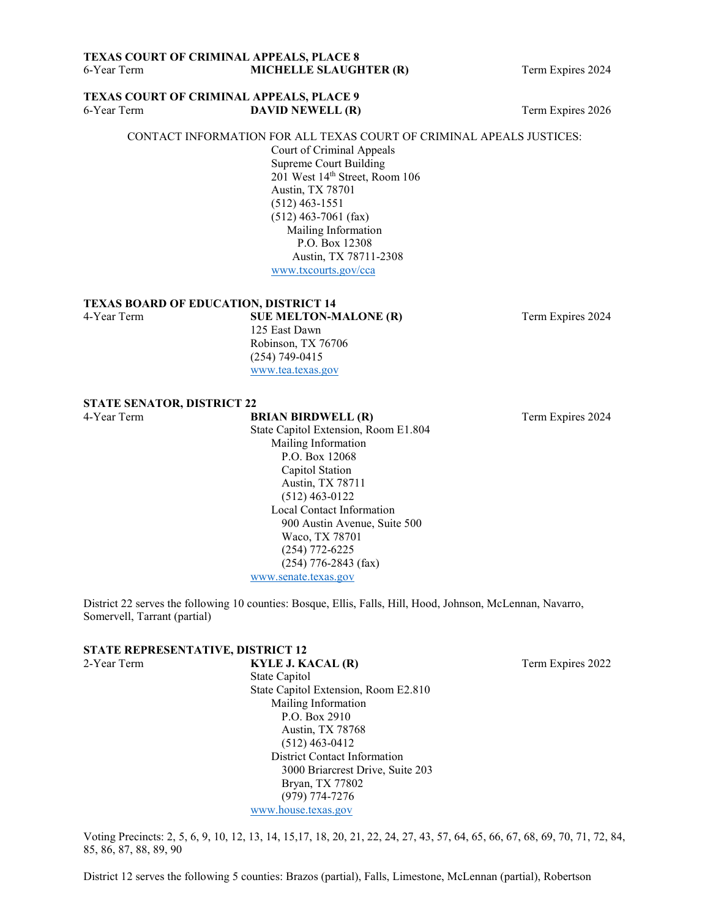**TEXAS COURT OF CRIMINAL APPEALS, PLACE 8**

6-Year Term **MICHELLE SLAUGHTER (R)** Term Expires 2024

**TEXAS COURT OF CRIMINAL APPEALS, PLACE 9**

6-Year Term **DAVID NEWELL (R)** Term Expires 2026

CONTACT INFORMATION FOR ALL TEXAS COURT OF CRIMINAL APEALS JUSTICES:

Court of Criminal Appeals
Supreme Court Building
201 West 14th Street, Room 106
Austin, TX 78701
(512) 463-1551
(512) 463-7061 (fax)
Mailing Information
P.O. Box 12308
Austin, TX 78711-2308
www.txcourts.gov/cca

**TEXAS BOARD OF EDUCATION, DISTRICT 14**

4-Year Term **SUE MELTON-MALONE (R)** Term Expires 2024

125 East Dawn
Robinson, TX 76706
(254) 749-0415
www.tea.texas.gov

**STATE SENATOR, DISTRICT 22**

4-Year Term **BRIAN BIRDWELL (R)** Term Expires 2024

State Capitol Extension, Room E1.804
Mailing Information
P.O. Box 12068
Capitol Station
Austin, TX 78711
(512) 463-0122
Local Contact Information
900 Austin Avenue, Suite 500
Waco, TX 78701
(254) 772-6225
(254) 776-2843 (fax)
www.senate.texas.gov

District 22 serves the following 10 counties: Bosque, Ellis, Falls, Hill, Hood, Johnson, McLennan, Navarro, Somervell, Tarrant (partial)

**STATE REPRESENTATIVE, DISTRICT 12**

2-Year Term **KYLE J. KACAL (R)** Term Expires 2022

State Capitol
State Capitol Extension, Room E2.810
Mailing Information
P.O. Box 2910
Austin, TX 78768
(512) 463-0412
District Contact Information
3000 Briarcrest Drive, Suite 203
Bryan, TX 77802
(979) 774-7276
www.house.texas.gov

Voting Precincts: 2, 5, 6, 9, 10, 12, 13, 14, 15,17, 18, 20, 21, 22, 24, 27, 43, 57, 64, 65, 66, 67, 68, 69, 70, 71, 72, 84, 85, 86, 87, 88, 89, 90

District 12 serves the following 5 counties: Brazos (partial), Falls, Limestone, McLennan (partial), Robertson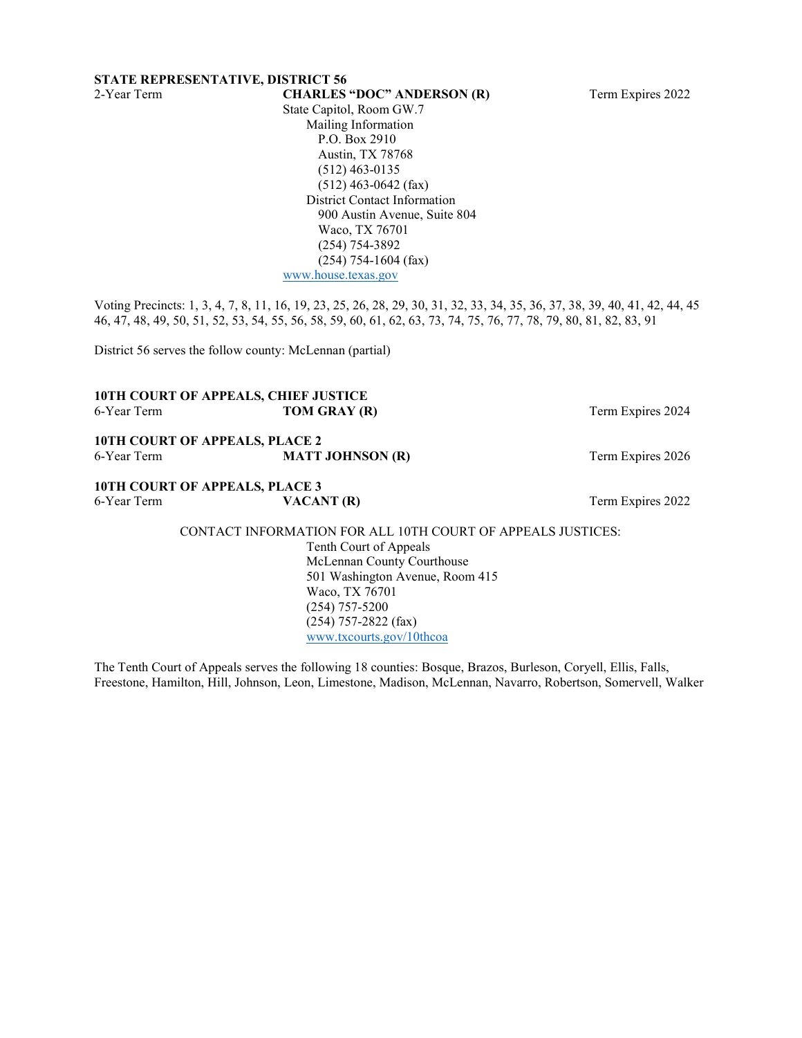**STATE REPRESENTATIVE, DISTRICT 56**

2-Year Term | **CHARLES "DOC" ANDERSON (R)** | Term Expires 2022

State Capitol, Room GW.7
Mailing Information
P.O. Box 2910
Austin, TX 78768
(512) 463-0135
(512) 463-0642 (fax)
District Contact Information
900 Austin Avenue, Suite 804
Waco, TX 76701
(254) 754-3892
(254) 754-1604 (fax)
www.house.texas.gov

Voting Precincts: 1, 3, 4, 7, 8, 11, 16, 19, 23, 25, 26, 28, 29, 30, 31, 32, 33, 34, 35, 36, 37, 38, 39, 40, 41, 42, 44, 45 46, 47, 48, 49, 50, 51, 52, 53, 54, 55, 56, 58, 59, 60, 61, 62, 63, 73, 74, 75, 76, 77, 78, 79, 80, 81, 82, 83, 91

District 56 serves the follow county: McLennan (partial)

**10TH COURT OF APPEALS, CHIEF JUSTICE**

6-Year Term | **TOM GRAY (R)** | Term Expires 2024

**10TH COURT OF APPEALS, PLACE 2**

6-Year Term | **MATT JOHNSON (R)** | Term Expires 2026

**10TH COURT OF APPEALS, PLACE 3**

6-Year Term | **VACANT (R)** | Term Expires 2022

CONTACT INFORMATION FOR ALL 10TH COURT OF APPEALS JUSTICES:
Tenth Court of Appeals
McLennan County Courthouse
501 Washington Avenue, Room 415
Waco, TX 76701
(254) 757-5200
(254) 757-2822 (fax)
www.txcourts.gov/10thcoa

The Tenth Court of Appeals serves the following 18 counties: Bosque, Brazos, Burleson, Coryell, Ellis, Falls, Freestone, Hamilton, Hill, Johnson, Leon, Limestone, Madison, McLennan, Navarro, Robertson, Somervell, Walker